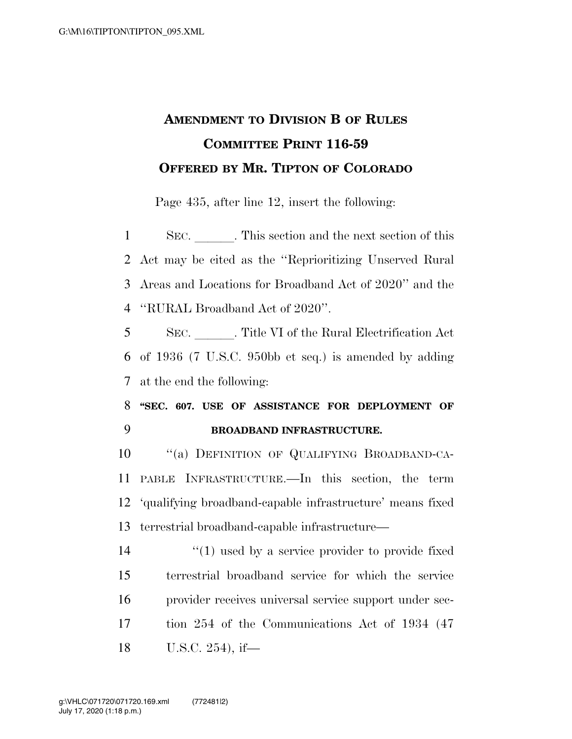# AMENDMENT TO DIVISION B OF RULES COMMITTEE PRINT 116-59
## OFFERED BY MR. TIPTON OF COLORADO

Page 435, after line 12, insert the following:

SEC. \_\_\_\_\_\_. This section and the next section of this Act may be cited as the ''Reprioritizing Unserved Rural Areas and Locations for Broadband Act of 2020'' and the ''RURAL Broadband Act of 2020''.

SEC. \_\_\_\_\_\_. Title VI of the Rural Electrification Act of 1936 (7 U.S.C. 950bb et seq.) is amended by adding at the end the following:

**''SEC. 607. USE OF ASSISTANCE FOR DEPLOYMENT OF BROADBAND INFRASTRUCTURE.**

''(a) DEFINITION OF QUALIFYING BROADBAND-CAPABLE INFRASTRUCTURE.—In this section, the term 'qualifying broadband-capable infrastructure' means fixed terrestrial broadband-capable infrastructure—

''(1) used by a service provider to provide fixed terrestrial broadband service for which the service provider receives universal service support under section 254 of the Communications Act of 1934 (47 U.S.C. 254), if—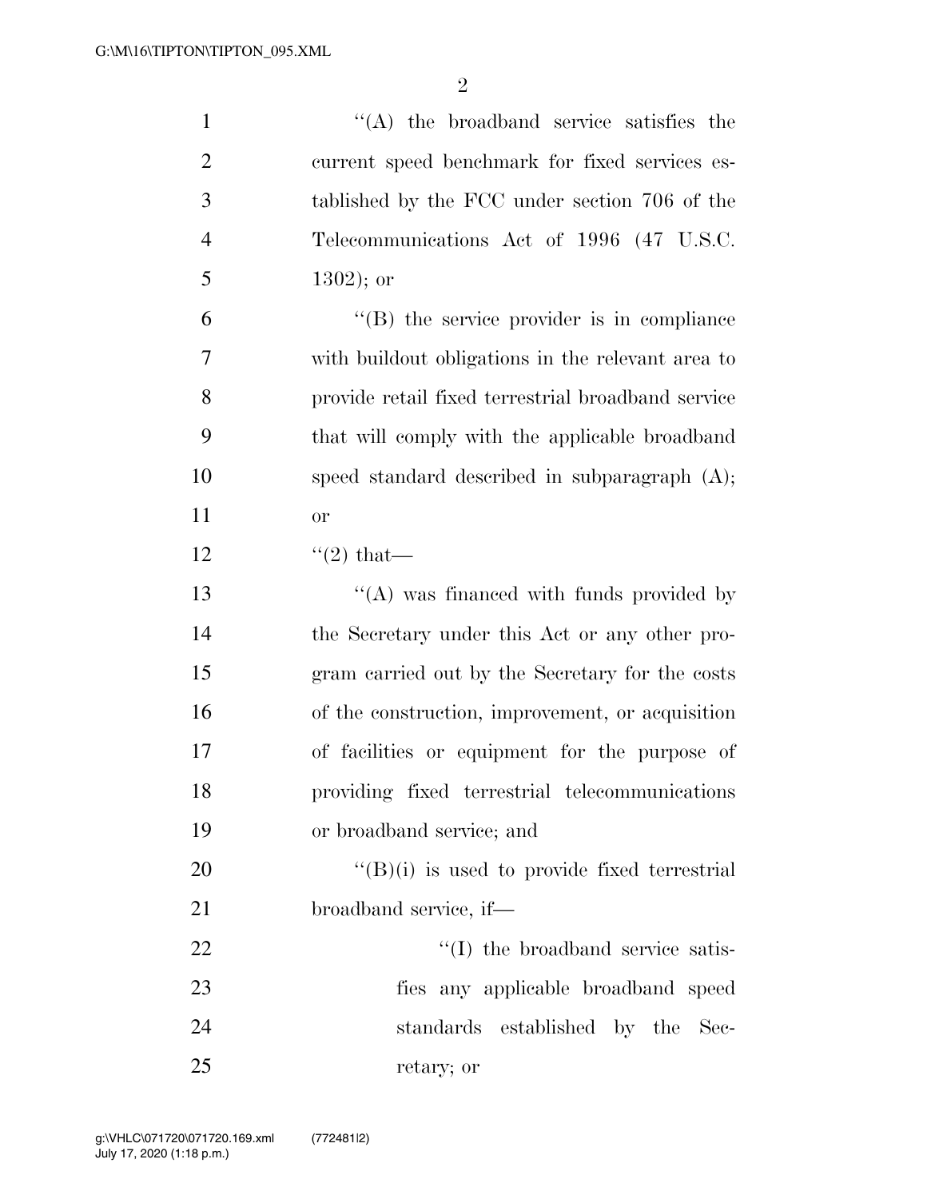''(A) the broadband service satisfies the current speed benchmark for fixed services established by the FCC under section 706 of the Telecommunications Act of 1996 (47 U.S.C. 1302); or

''(B) the service provider is in compliance with buildout obligations in the relevant area to provide retail fixed terrestrial broadband service that will comply with the applicable broadband speed standard described in subparagraph (A); or

''(2) that—

''(A) was financed with funds provided by the Secretary under this Act or any other program carried out by the Secretary for the costs of the construction, improvement, or acquisition of facilities or equipment for the purpose of providing fixed terrestrial telecommunications or broadband service; and

''(B)(i) is used to provide fixed terrestrial broadband service, if—

''(I) the broadband service satisfies any applicable broadband speed standards established by the Secretary; or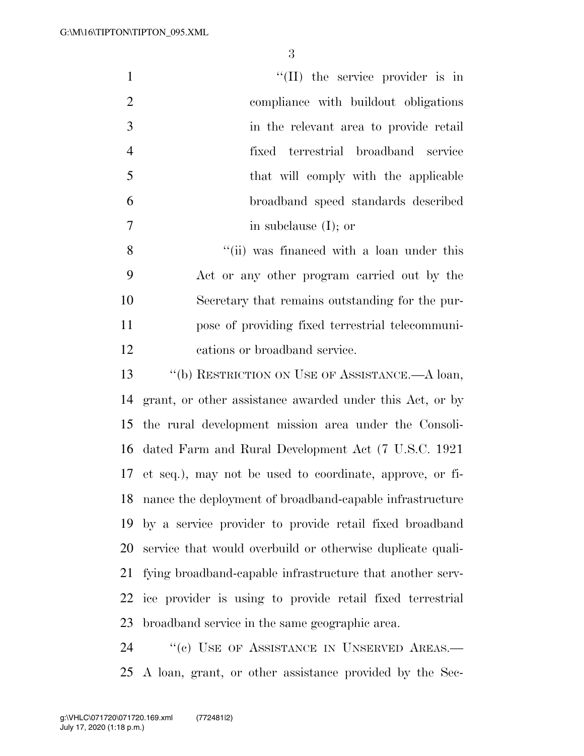"(II) the service provider is in compliance with buildout obligations in the relevant area to provide retail fixed terrestrial broadband service that will comply with the applicable broadband speed standards described in subclause (I); or

"(ii) was financed with a loan under this Act or any other program carried out by the Secretary that remains outstanding for the purpose of providing fixed terrestrial telecommunications or broadband service.

"(b) RESTRICTION ON USE OF ASSISTANCE.—A loan, grant, or other assistance awarded under this Act, or by the rural development mission area under the Consolidated Farm and Rural Development Act (7 U.S.C. 1921 et seq.), may not be used to coordinate, approve, or finance the deployment of broadband-capable infrastructure by a service provider to provide retail fixed broadband service that would overbuild or otherwise duplicate qualifying broadband-capable infrastructure that another service provider is using to provide retail fixed terrestrial broadband service in the same geographic area.

"(c) USE OF ASSISTANCE IN UNSERVED AREAS.— A loan, grant, or other assistance provided by the Sec-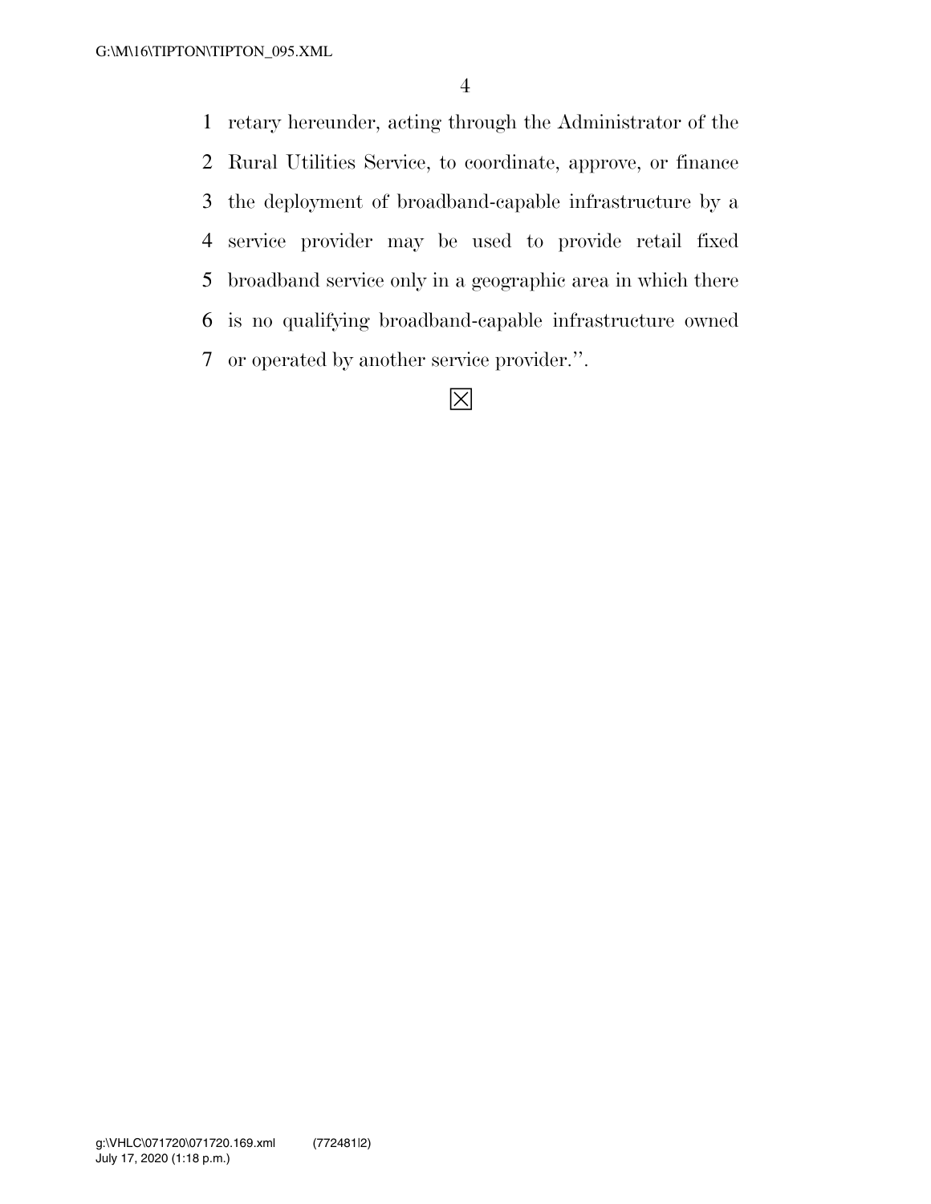retary hereunder, acting through the Administrator of the Rural Utilities Service, to coordinate, approve, or finance the deployment of broadband-capable infrastructure by a service provider may be used to provide retail fixed broadband service only in a geographic area in which there is no qualifying broadband-capable infrastructure owned or operated by another service provider.''.